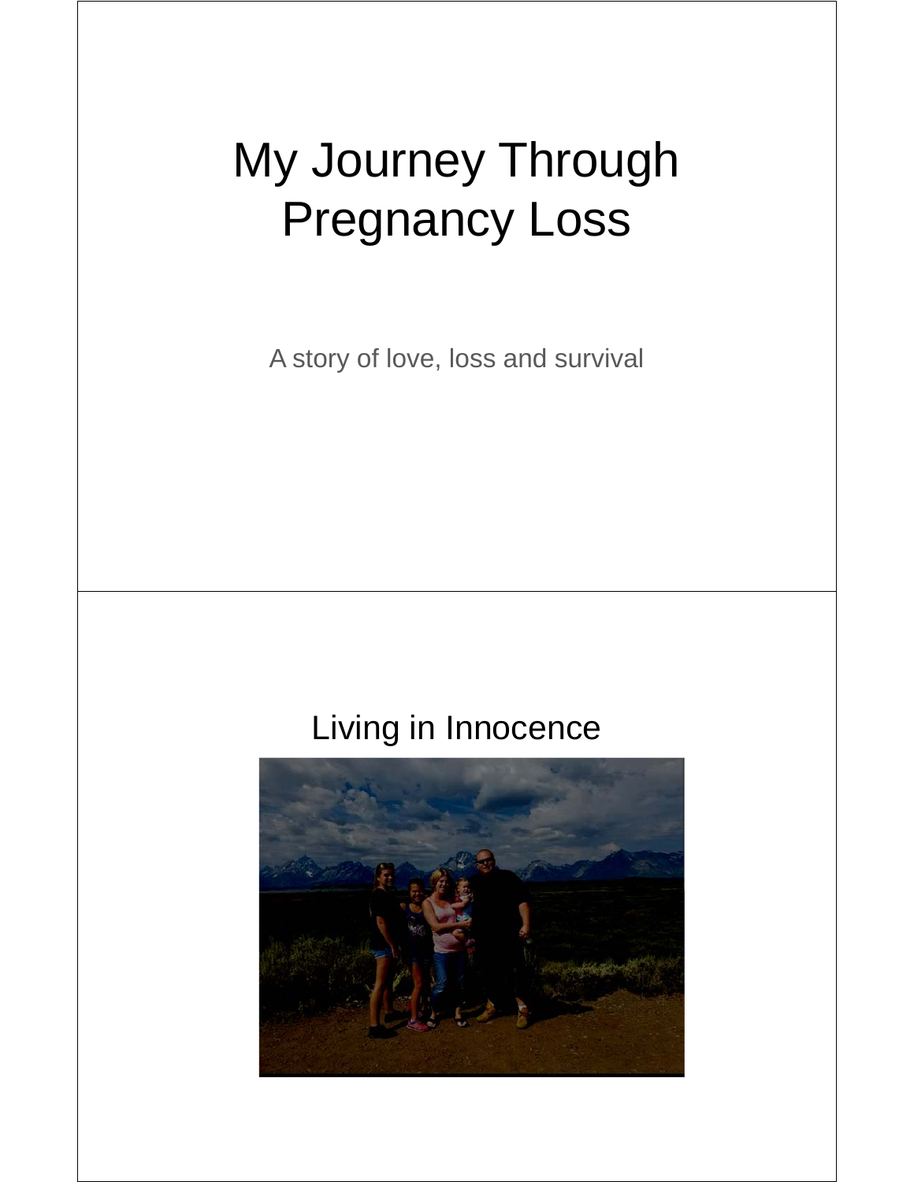# My Journey Through Pregnancy Loss

A story of love, loss and survival

## Living in Innocence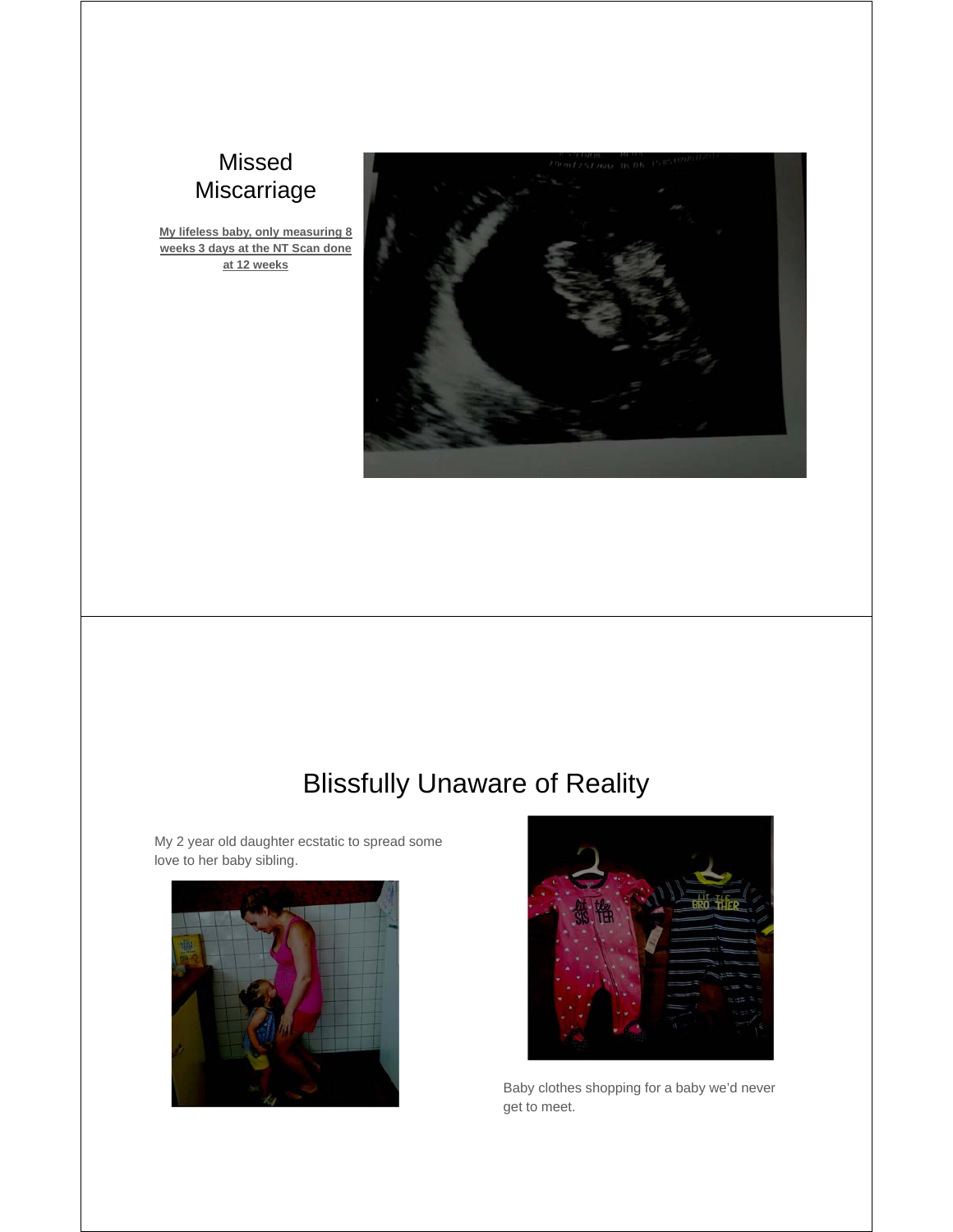## Missed Miscarriage

**My lifeless baby, only measuring 8 weeks 3 days at the NT Scan done at 12 weeks**

## Blissfully Unaware of Reality

My 2 year old daughter ecstatic to spread some love to her baby sibling.

Baby clothes shopping for a baby we'd never get to meet.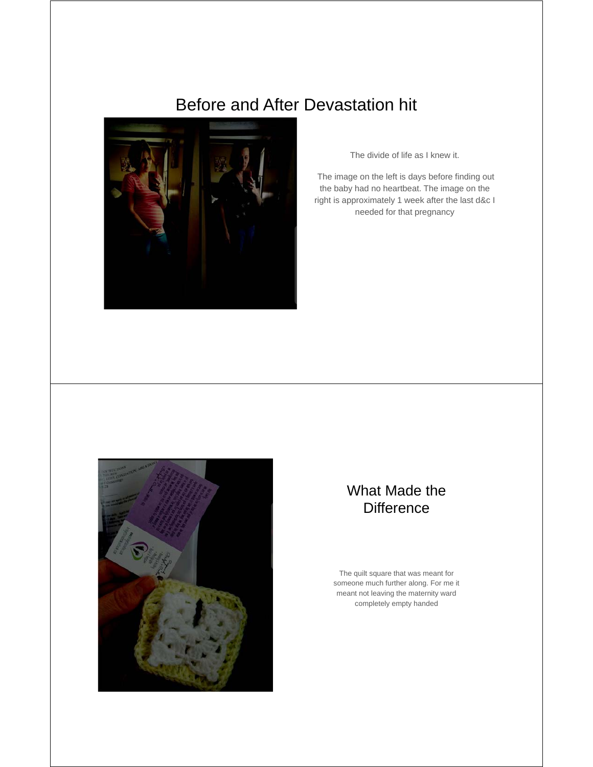# Before and After Devastation hit

The divide of life as I knew it.

The image on the left is days before finding out the baby had no heartbeat. The image on the right is approximately 1 week after the last d&c I needed for that pregnancy

# What Made the Difference

The quilt square that was meant for someone much further along. For me it meant not leaving the maternity ward completely empty handed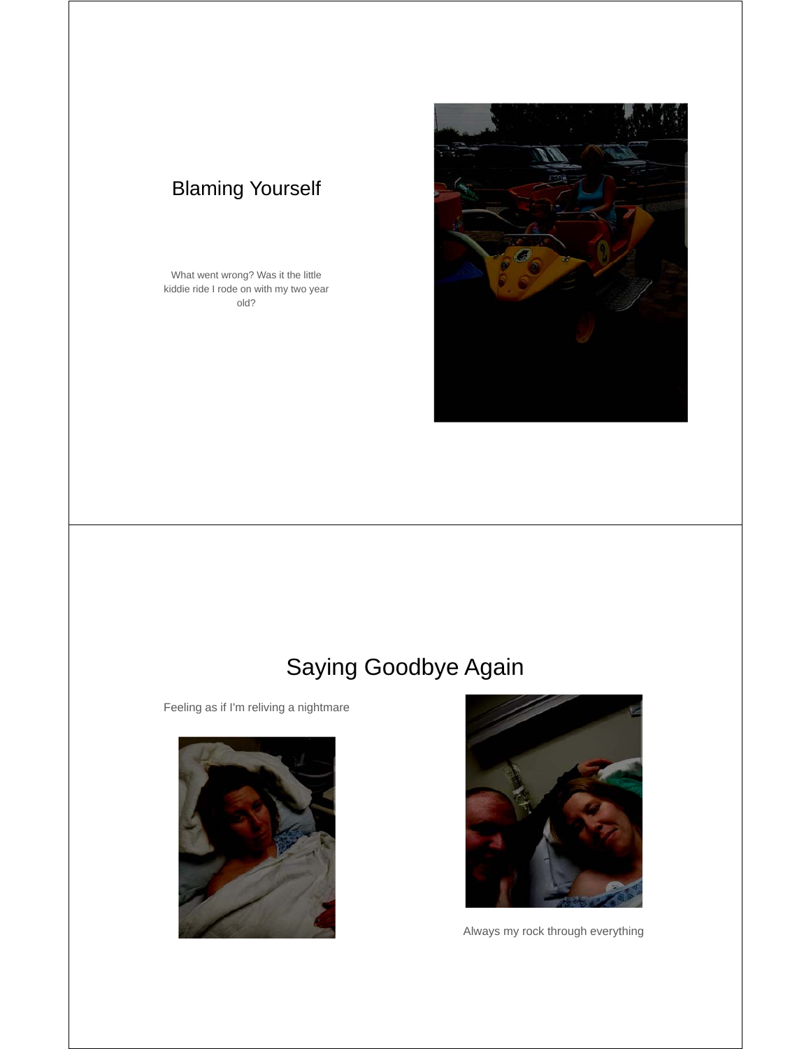## Blaming Yourself

What went wrong? Was it the little kiddie ride I rode on with my two year old?

## Saying Goodbye Again

Feeling as if I'm reliving a nightmare

Always my rock through everything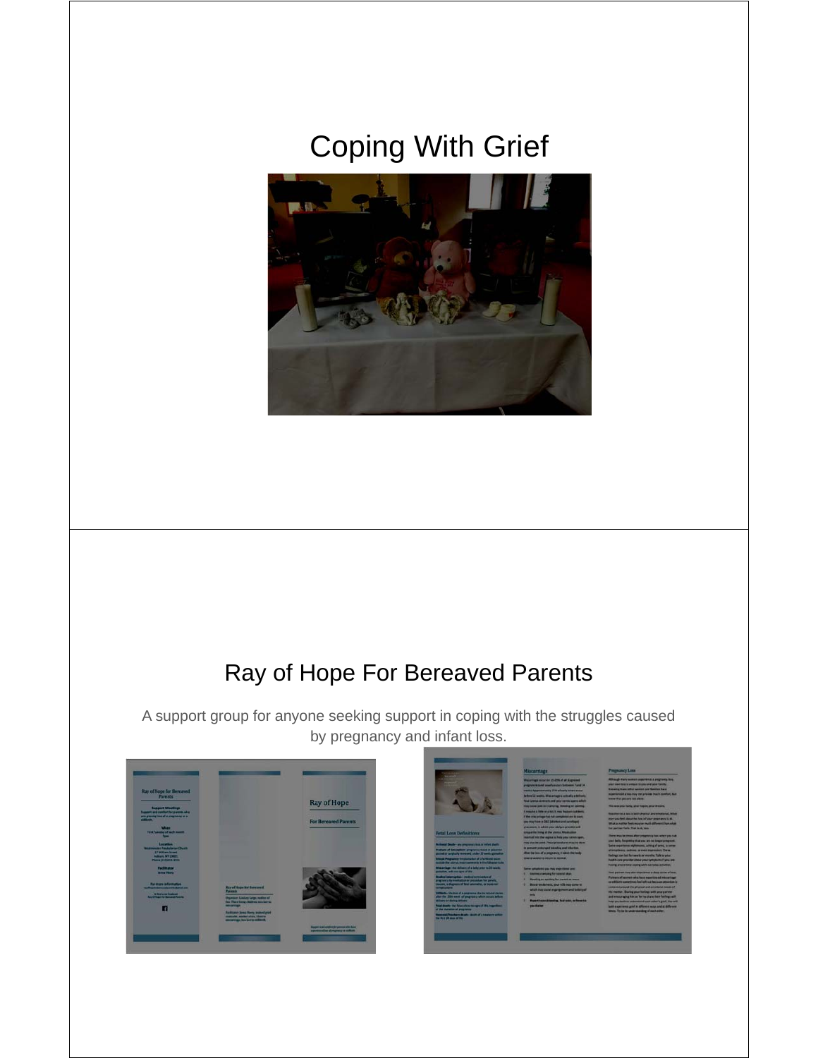# Coping With Grief

# Ray of Hope For Bereaved Parents

A support group for anyone seeking support in coping with the struggles caused by pregnancy and infant loss.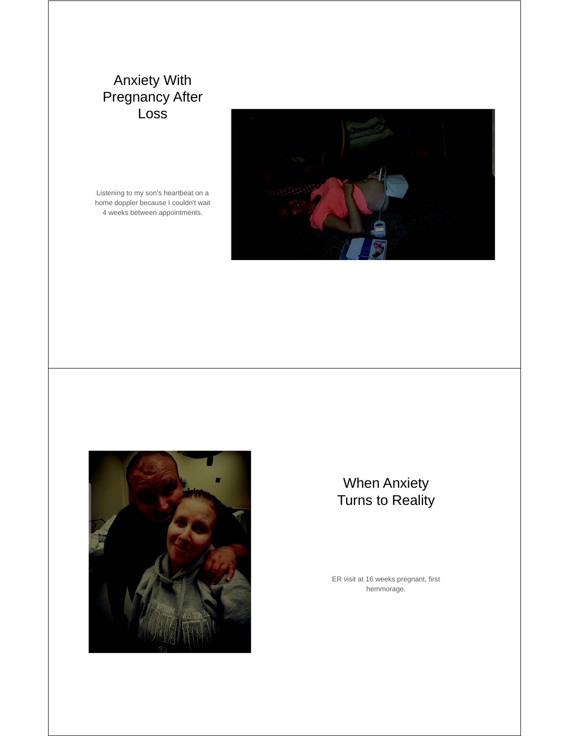## Anxiety With Pregnancy After Loss

Listening to my son's heartbeat on a home doppler because I couldn't wait 4 weeks between appointments.

## When Anxiety Turns to Reality

ER visit at 16 weeks pregnant, first hemmorage.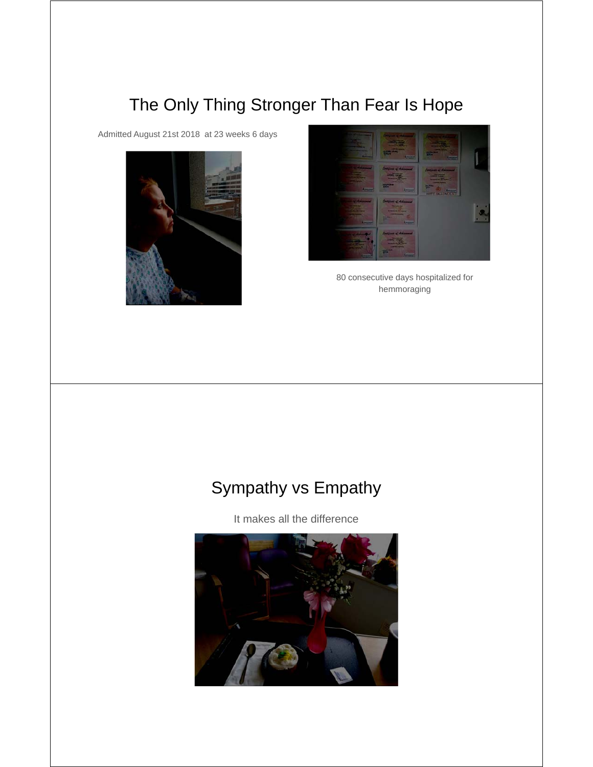# The Only Thing Stronger Than Fear Is Hope

Admitted August 21st 2018 at 23 weeks 6 days

80 consecutive days hospitalized for hemmoraging

# Sympathy vs Empathy

It makes all the difference